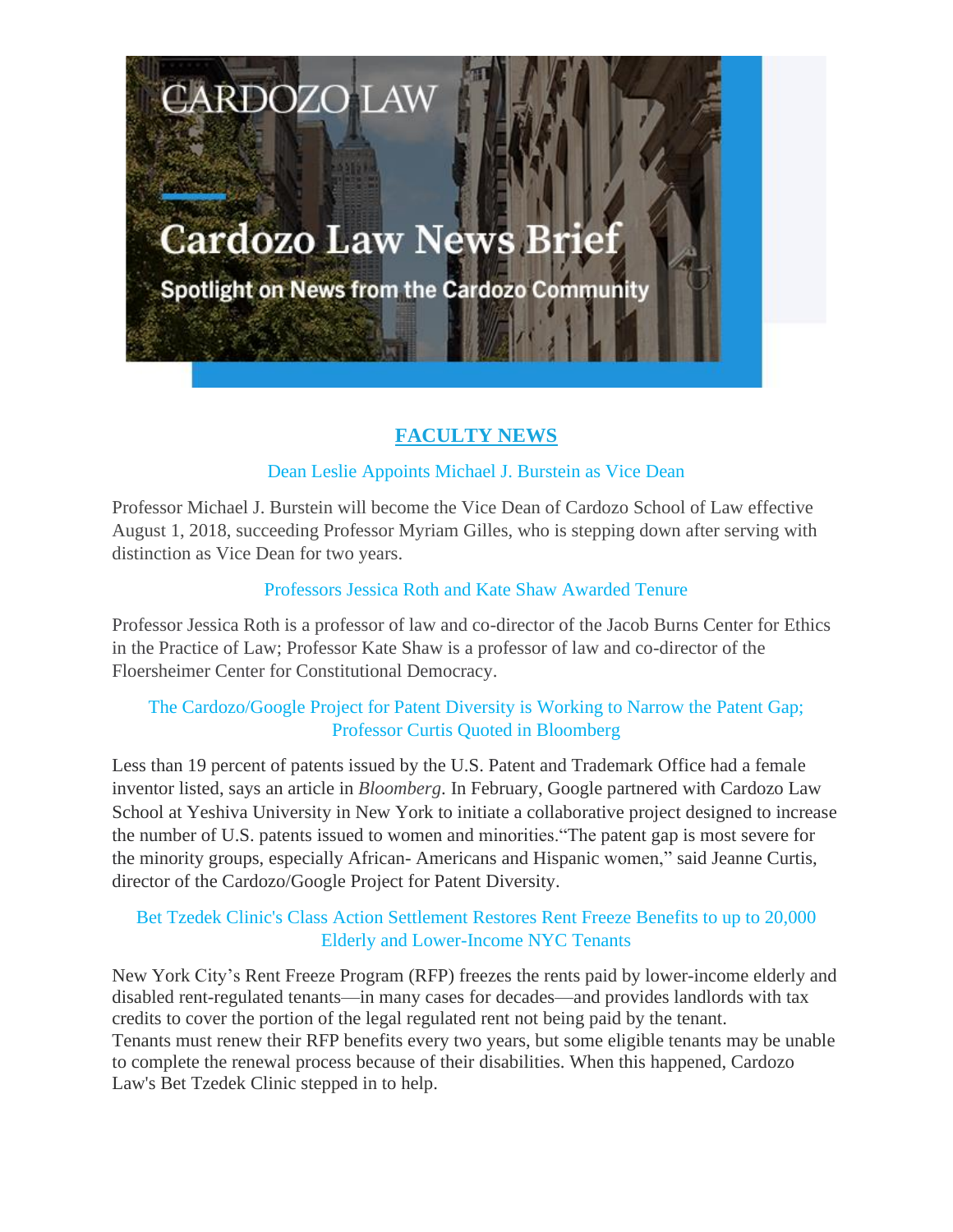# Cardozo Law News Brief

Spotlight on News from the Cardozo Community

## FACULTY NEWS

### Dean Leslie Appoints Michael J. Burstein as Vice Dean

Professor Michael J. Burstein will become the Vice Dean of Cardozo School of Law effective August 1, 2018, succeeding Professor Myriam Gilles, who is stepping down after serving with distinction as Vice Dean for two years.

### Professors Jessica Roth and Kate Shaw Awarded Tenure

Professor Jessica Roth is a professor of law and co-director of the Jacob Burns Center for Ethics in the Practice of Law; Professor Kate Shaw is a professor of law and co-director of the Floersheimer Center for Constitutional Democracy.

### The Cardozo/Google Project for Patent Diversity is Working to Narrow the Patent Gap; Professor Curtis Quoted in Bloomberg

Less than 19 percent of patents issued by the U.S. Patent and Trademark Office had a female inventor listed, says an article in *Bloomberg*. In February, Google partnered with Cardozo Law School at Yeshiva University in New York to initiate a collaborative project designed to increase the number of U.S. patents issued to women and minorities."The patent gap is most severe for the minority groups, especially African- Americans and Hispanic women," said Jeanne Curtis, director of the Cardozo/Google Project for Patent Diversity.

### Bet Tzedek Clinic's Class Action Settlement Restores Rent Freeze Benefits to up to 20,000 Elderly and Lower-Income NYC Tenants

New York City's Rent Freeze Program (RFP) freezes the rents paid by lower-income elderly and disabled rent-regulated tenants—in many cases for decades—and provides landlords with tax credits to cover the portion of the legal regulated rent not being paid by the tenant.
Tenants must renew their RFP benefits every two years, but some eligible tenants may be unable to complete the renewal process because of their disabilities. When this happened, Cardozo Law's Bet Tzedek Clinic stepped in to help.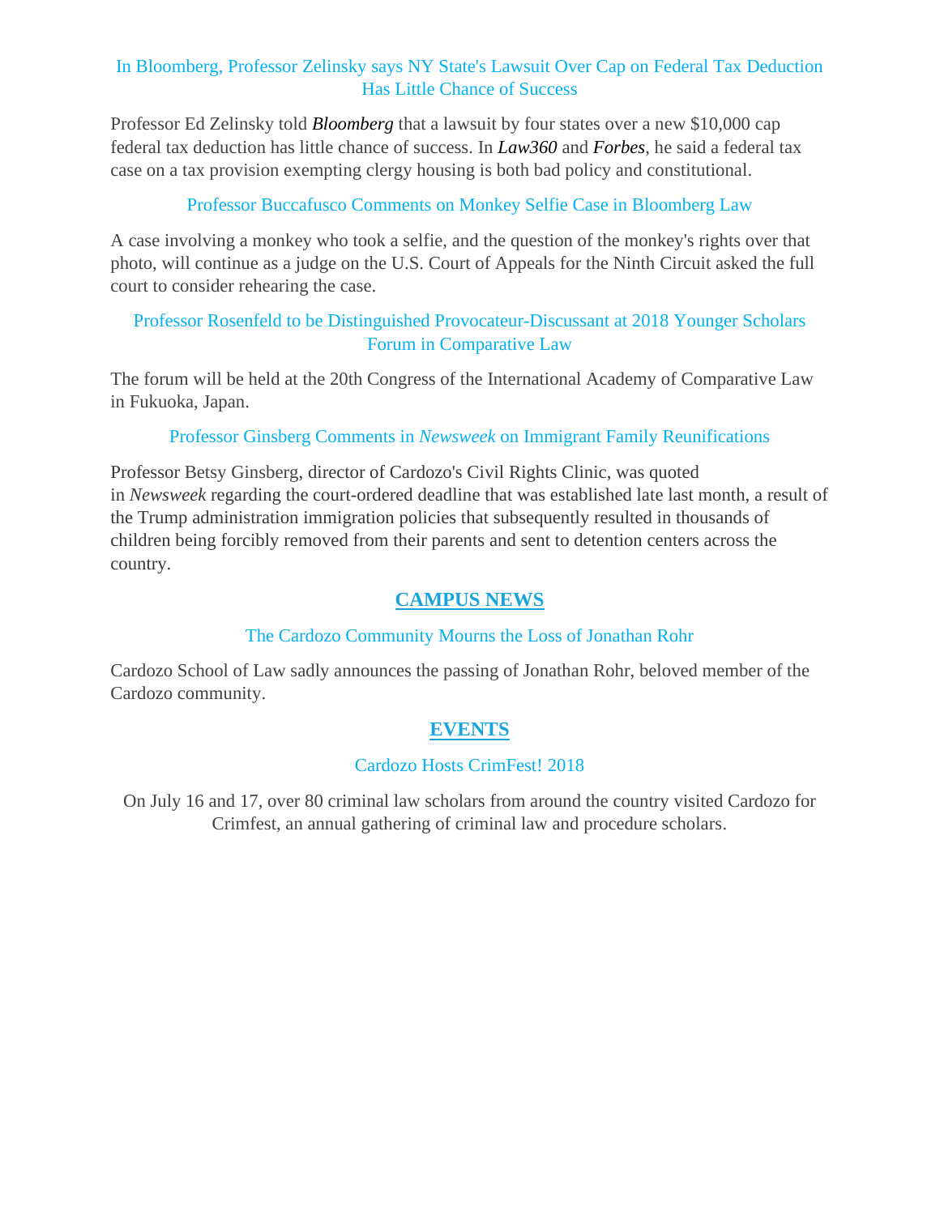### In Bloomberg, Professor Zelinsky says NY State's Lawsuit Over Cap on Federal Tax Deduction Has Little Chance of Success

Professor Ed Zelinsky told ***Bloomberg*** that a lawsuit by four states over a new $10,000 cap federal tax deduction has little chance of success. In ***Law360*** and ***Forbes***, he said a federal tax case on a tax provision exempting clergy housing is both bad policy and constitutional.

### Professor Buccafusco Comments on Monkey Selfie Case in Bloomberg Law

A case involving a monkey who took a selfie, and the question of the monkey's rights over that photo, will continue as a judge on the U.S. Court of Appeals for the Ninth Circuit asked the full court to consider rehearing the case.

### Professor Rosenfeld to be Distinguished Provocateur-Discussant at 2018 Younger Scholars Forum in Comparative Law

The forum will be held at the 20th Congress of the International Academy of Comparative Law in Fukuoka, Japan.

### Professor Ginsberg Comments in *Newsweek* on Immigrant Family Reunifications

Professor Betsy Ginsberg, director of Cardozo's Civil Rights Clinic, was quoted in *Newsweek* regarding the court-ordered deadline that was established late last month, a result of the Trump administration immigration policies that subsequently resulted in thousands of children being forcibly removed from their parents and sent to detention centers across the country.

## CAMPUS NEWS

### The Cardozo Community Mourns the Loss of Jonathan Rohr

Cardozo School of Law sadly announces the passing of Jonathan Rohr, beloved member of the Cardozo community.

## EVENTS

### Cardozo Hosts CrimFest! 2018

On July 16 and 17, over 80 criminal law scholars from around the country visited Cardozo for Crimfest, an annual gathering of criminal law and procedure scholars.